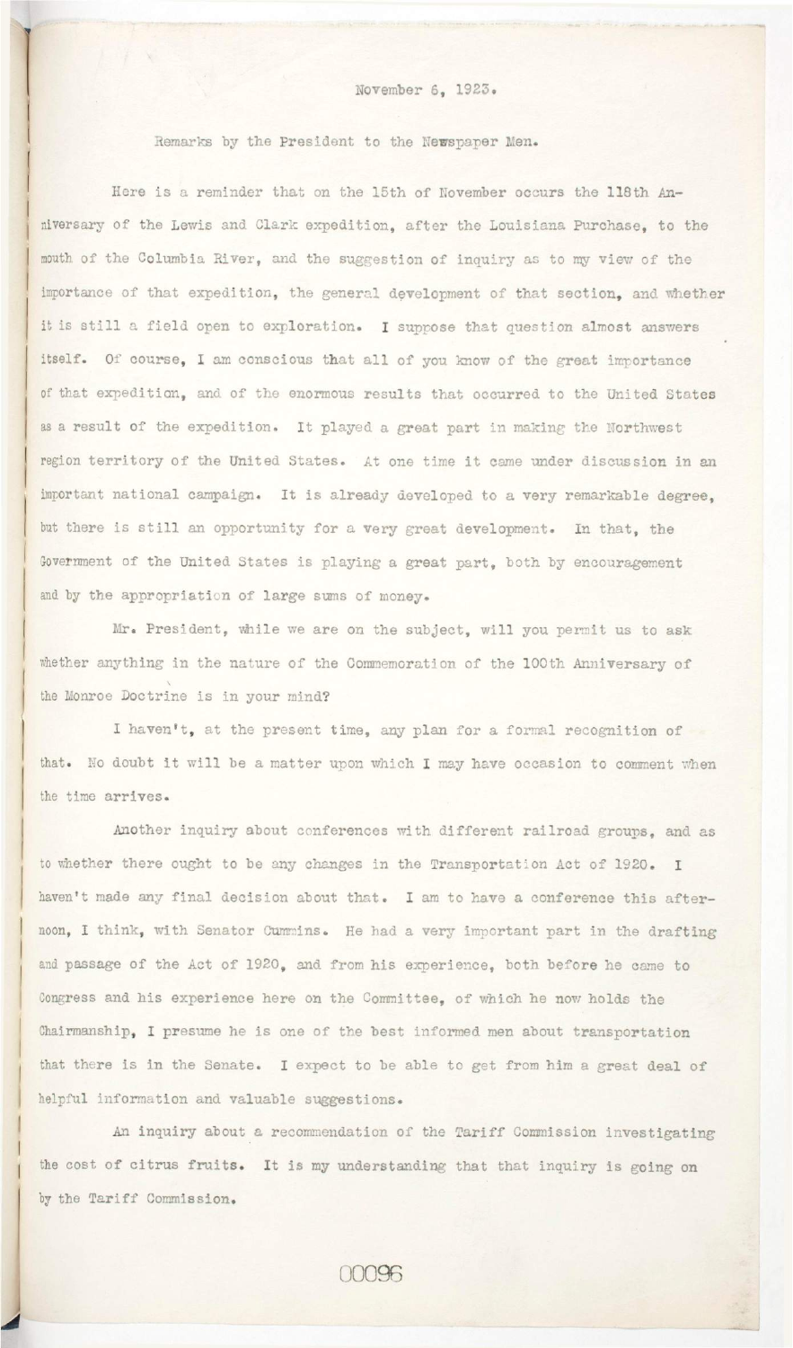November 6, 1923.

Remarks by the President to the Newspaper Men.

Here is a reminder that on the 15th of November occurs the 118th Anniversary of the Lewis and Clark expedition, after the Louisiana Purchase, to the mouth of the Columbia River, and the suggestion of inquiry as to my view of the importance of that expedition, the general development of that section, and whether it is still a field open to exploration. I suppose that question almost answers itself. Of course, I am conscious that all of you know of the great importance of that expedition, and of the enormous results that occurred to the United States as a result of the expedition. It played a great part in making the Northwest region territory of the United States. At one time it came under discussion in an important national campaign. It is already developed to a very remarkable degree, but there is still an opportunity for a very great development. In that, the Government of the United States is playing a great part, both by encouragement and by the appropriation of large sums of money.

Mr. President, while we are on the subject, will you permit us to ask whether anything in the nature of the Commemoration of the 100th Anniversary of the Monroe Doctrine is in your mind?

I haven't, at the present time, any plan for a formal recognition of that. No doubt it will be a matter upon which I may have occasion to comment when the time arrives.

Another inquiry about conferences with different railroad groups, and as to whether there ought to be any changes in the Transportation Act of 1920. I haven't made any final decision about that. I am to have a conference this afternoon, I think, with Senator Cummins. He had a very important part in the drafting and passage of the Act of 1920, and from his experience, both before he came to Congress and his experience here on the Committee, of which he now holds the Chairmanship, I presume he is one of the best informed men about transportation that there is in the Senate. I expect to be able to get from him a great deal of helpful information and valuable suggestions.

An inquiry about a recommendation of the Tariff Commission investigating the cost of citrus fruits. It is my understanding that that inquiry is going on by the Tariff Commission.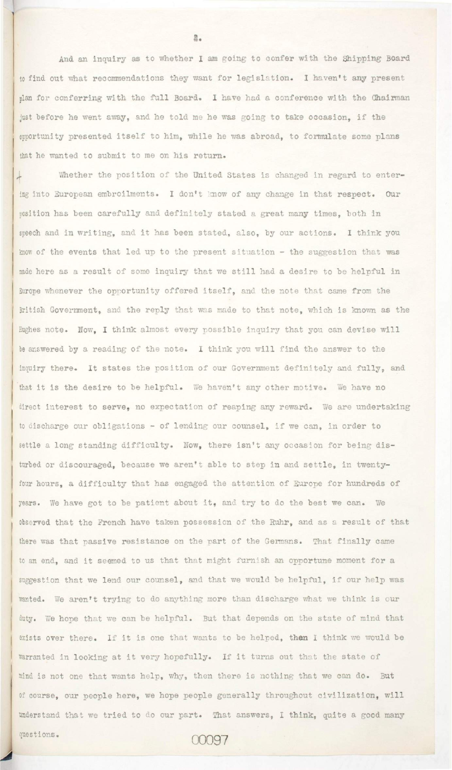And an inquiry as to whether I am going to confer with the Shipping Board to find out what recommendations they want for legislation. I haven't any present plan for conferring with the full Board. I have had a conference with the Chairman just before he went away, and he told me he was going to take occasion, if the opportunity presented itself to him, while he was abroad, to formulate some plans that he wanted to submit to me on his return.

Whether the position of the United States is changed in regard to entering into European embroilments. I don't know of any change in that respect. Our position has been carefully and definitely stated a great many times, both in speech and in writing, and it has been stated, also, by our actions. I think you know of the events that led up to the present situation - the suggestion that was made here as a result of some inquiry that we still had a desire to be helpful in Europe whenever the opportunity offered itself, and the note that came from the British Government, and the reply that was made to that note, which is known as the Hughes note. Now, I think almost every possible inquiry that you can devise will be answered by a reading of the note. I think you will find the answer to the inquiry there. It states the position of our Government definitely and fully, and that it is the desire to be helpful. We haven't any other motive. We have no direct interest to serve, no expectation of reaping any reward. We are undertaking to discharge our obligations - of lending our counsel, if we can, in order to settle a long standing difficulty. Now, there isn't any occasion for being disturbed or discouraged, because we aren't able to step in and settle, in twenty-four hours, a difficulty that has engaged the attention of Europe for hundreds of years. We have got to be patient about it, and try to do the best we can. We observed that the French have taken possession of the Ruhr, and as a result of that there was that passive resistance on the part of the Germans. That finally came to an end, and it seemed to us that that might furnish an opportune moment for a suggestion that we lend our counsel, and that we would be helpful, if our help was wanted. We aren't trying to do anything more than discharge what we think is our duty. We hope that we can be helpful. But that depends on the state of mind that exists over there. If it is one that wants to be helped, then I think we would be warranted in looking at it very hopefully. If it turns out that the state of mind is not one that wants help, why, then there is nothing that we can do. But of course, our people here, we hope people generally throughout civilization, will understand that we tried to do our part. That answers, I think, quite a good many questions.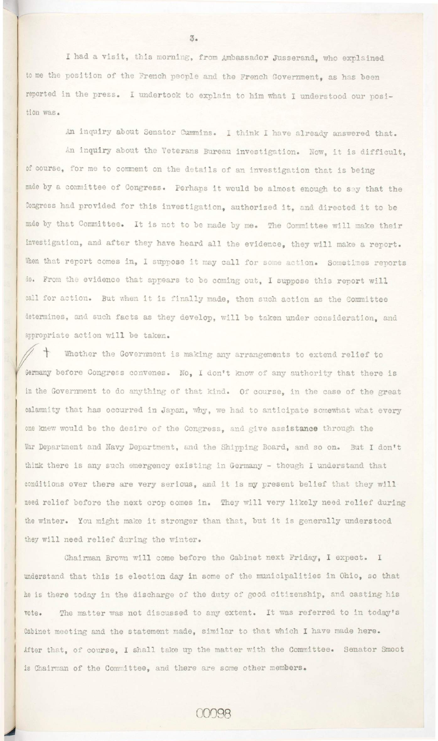I had a visit, this morning, from Ambassador Jusserand, who explained to me the position of the French people and the French Government, as has been reported in the press. I undertook to explain to him what I understood our position was.

An inquiry about Senator Cummins. I think I have already answered that.

An inquiry about the Veterans Bureau investigation. Now, it is difficult, of course, for me to comment on the details of an investigation that is being made by a committee of Congress. Perhaps it would be almost enough to say that the Congress had provided for this investigation, authorized it, and directed it to be made by that Committee. It is not to be made by me. The Committee will make their investigation, and after they have heard all the evidence, they will make a report. When that report comes in, I suppose it may call for some action. Sometimes reports do. From the evidence that appears to be coming out, I suppose this report will call for action. But when it is finally made, then such action as the Committee determines, and such facts as they develop, will be taken under consideration, and appropriate action will be taken.

† Whether the Government is making any arrangements to extend relief to Germany before Congress convenes. No, I don't know of any authority that there is in the Government to do anything of that kind. Of course, in the case of the great calamity that has occurred in Japan, why, we had to anticipate somewhat what every one knew would be the desire of the Congress, and give assistance through the War Department and Navy Department, and the Shipping Board, and so on. But I don't think there is any such emergency existing in Germany - though I understand that conditions over there are very serious, and it is my present belief that they will need relief before the next crop comes in. They will very likely need relief during the winter. You might make it stronger than that, but it is generally understood they will need relief during the winter.

Chairman Brown will come before the Cabinet next Friday, I expect. I understand that this is election day in some of the municipalities in Ohio, so that he is there today in the discharge of the duty of good citizenship, and casting his vote. The matter was not discussed to any extent. It was referred to in today's Cabinet meeting and the statement made, similar to that which I have made here. After that, of course, I shall take up the matter with the Committee. Senator Smoot is Chairman of the Committee, and there are some other members.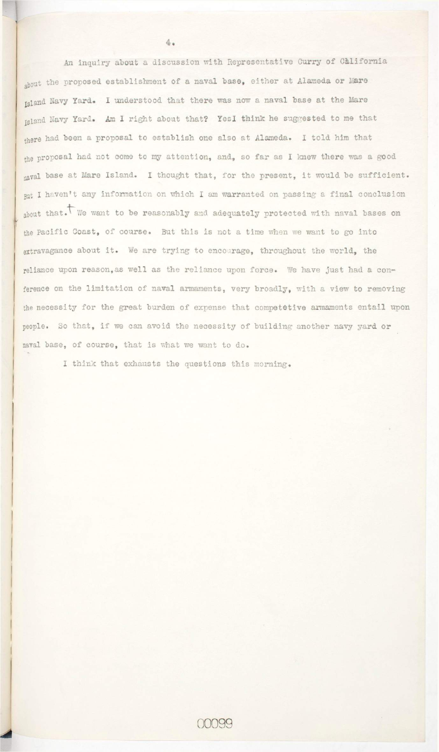An inquiry about a discussion with Representative Curry of California about the proposed establishment of a naval base, either at Alameda or Mare Island Navy Yard. I understood that there was now a naval base at the Mare Island Navy Yard. Am I right about that? YesI think he suggested to me that there had been a proposal to establish one also at Alameda. I told him that the proposal had not come to my attention, and, so far as I knew there was a good naval base at Mare Island. I thought that, for the present, it would be sufficient. But I haven't any information on which I am warranted on passing a final conclusion about that.† We want to be reasonably and adequately protected with naval bases on the Pacific Coast, of course. But this is not a time when we want to go into extravagance about it. We are trying to encourage, throughout the world, the reliance upon reason, as well as the reliance upon force. We have just had a conference on the limitation of naval armaments, very broadly, with a view to removing the necessity for the great burden of expense that competetive armaments entail upon people. So that, if we can avoid the necessity of building another navy yard or naval base, of course, that is what we want to do.

I think that exhausts the questions this morning.